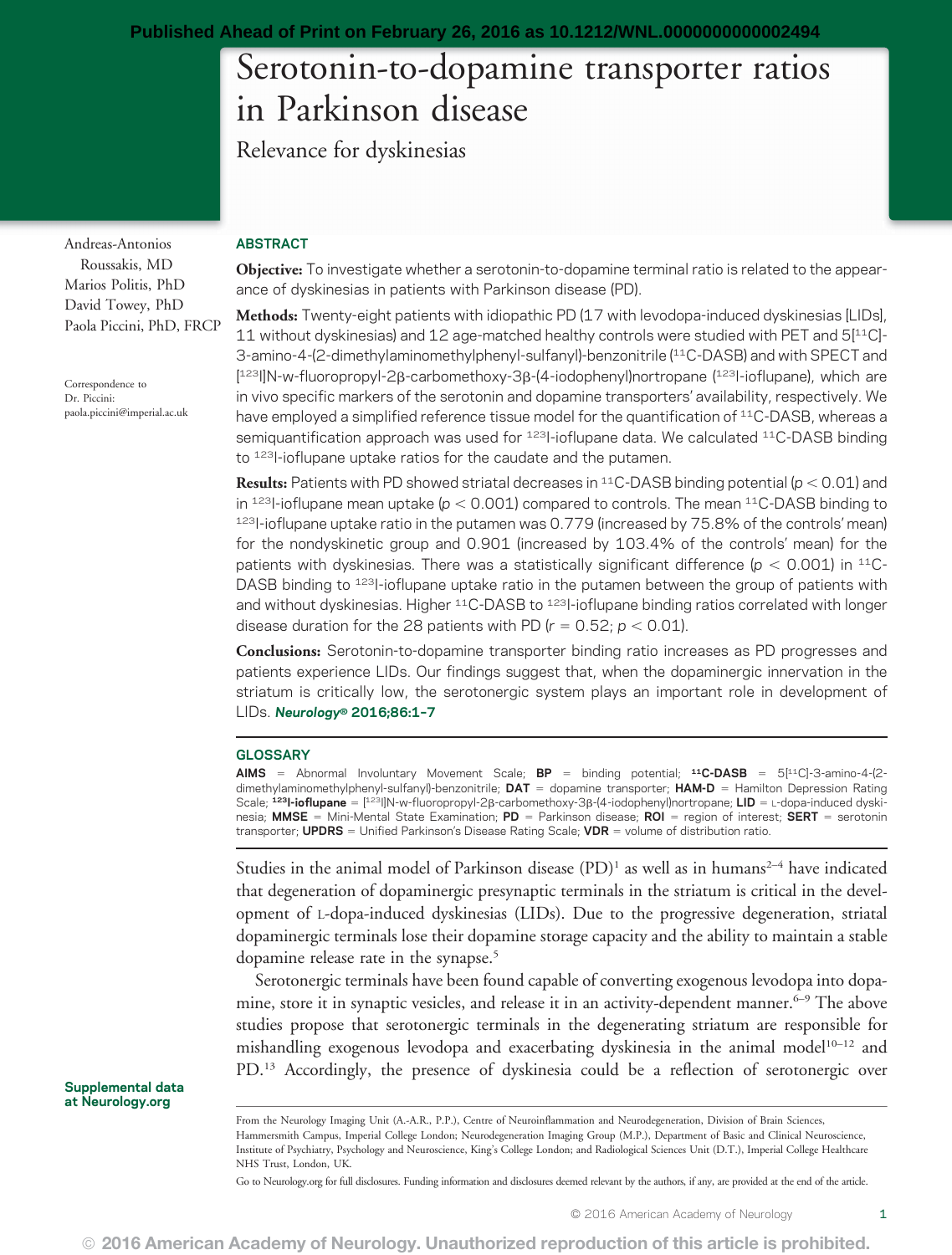# Serotonin-to-dopamine transporter ratios in Parkinson disease

## Relevance for dyskinesias

Andreas-Antonios Roussakis, MD
Marios Politis, PhD
David Towey, PhD
Paola Piccini, PhD, FRCP

Correspondence to Dr. Piccini: paola.piccini@imperial.ac.uk

Supplemental data at Neurology.org

## ABSTRACT

**Objective:** To investigate whether a serotonin-to-dopamine terminal ratio is related to the appearance of dyskinesias in patients with Parkinson disease (PD).

**Methods:** Twenty-eight patients with idiopathic PD (17 with levodopa-induced dyskinesias [LIDs], 11 without dyskinesias) and 12 age-matched healthy controls were studied with PET and 5[$^{11}$C]-3-amino-4-(2-dimethylaminomethylphenyl-sulfanyl)-benzonitrile ($^{11}$C-DASB) and with SPECT and [$^{123}$I]N-w-fluoropropyl-2β-carbomethoxy-3β-(4-iodophenyl)nortropane ($^{123}$I-ioflupane), which are in vivo specific markers of the serotonin and dopamine transporters' availability, respectively. We have employed a simplified reference tissue model for the quantification of $^{11}$C-DASB, whereas a semiquantification approach was used for $^{123}$I-ioflupane data. We calculated $^{11}$C-DASB binding to $^{123}$I-ioflupane uptake ratios for the caudate and the putamen.

**Results:** Patients with PD showed striatal decreases in $^{11}$C-DASB binding potential ($p < 0.01$) and in $^{123}$I-ioflupane mean uptake ($p < 0.001$) compared to controls. The mean $^{11}$C-DASB binding to $^{123}$I-ioflupane uptake ratio in the putamen was 0.779 (increased by 75.8% of the controls' mean) for the nondyskinetic group and 0.901 (increased by 103.4% of the controls' mean) for the patients with dyskinesias. There was a statistically significant difference ($p < 0.001$) in $^{11}$C-DASB binding to $^{123}$I-ioflupane uptake ratio in the putamen between the group of patients with and without dyskinesias. Higher $^{11}$C-DASB to $^{123}$I-ioflupane binding ratios correlated with longer disease duration for the 28 patients with PD ($r = 0.52$; $p < 0.01$).

**Conclusions:** Serotonin-to-dopamine transporter binding ratio increases as PD progresses and patients experience LIDs. Our findings suggest that, when the dopaminergic innervation in the striatum is critically low, the serotonergic system plays an important role in development of LIDs. *Neurology®* **2016;86:1–7**

## GLOSSARY

**AIMS** = Abnormal Involuntary Movement Scale; **BP** = binding potential; **$^{11}$C-DASB** = 5[$^{11}$C]-3-amino-4-(2-dimethylaminomethylphenyl-sulfanyl)-benzonitrile; **DAT** = dopamine transporter; **HAM-D** = Hamilton Depression Rating Scale; **$^{123}$I-ioflupane** = [$^{123}$I]N-w-fluoropropyl-2β-carbomethoxy-3β-(4-iodophenyl)nortropane; **LID** = L-dopa-induced dyskinesia; **MMSE** = Mini-Mental State Examination; **PD** = Parkinson disease; **ROI** = region of interest; **SERT** = serotonin transporter; **UPDRS** = Unified Parkinson's Disease Rating Scale; **VDR** = volume of distribution ratio.

Studies in the animal model of Parkinson disease (PD)[1] as well as in humans[2–4] have indicated that degeneration of dopaminergic presynaptic terminals in the striatum is critical in the development of L-dopa-induced dyskinesias (LIDs). Due to the progressive degeneration, striatal dopaminergic terminals lose their dopamine storage capacity and the ability to maintain a stable dopamine release rate in the synapse.[5]

Serotonergic terminals have been found capable of converting exogenous levodopa into dopamine, store it in synaptic vesicles, and release it in an activity-dependent manner.[6–9] The above studies propose that serotonergic terminals in the degenerating striatum are responsible for mishandling exogenous levodopa and exacerbating dyskinesia in the animal model[10–12] and PD.[13] Accordingly, the presence of dyskinesia could be a reflection of serotonergic over

From the Neurology Imaging Unit (A.-A.R., P.P.), Centre of Neuroinflammation and Neurodegeneration, Division of Brain Sciences, Hammersmith Campus, Imperial College London; Neurodegeneration Imaging Group (M.P.), Department of Basic and Clinical Neuroscience, Institute of Psychiatry, Psychology and Neuroscience, King's College London; and Radiological Sciences Unit (D.T.), Imperial College Healthcare NHS Trust, London, UK.

Go to Neurology.org for full disclosures. Funding information and disclosures deemed relevant by the authors, if any, are provided at the end of the article.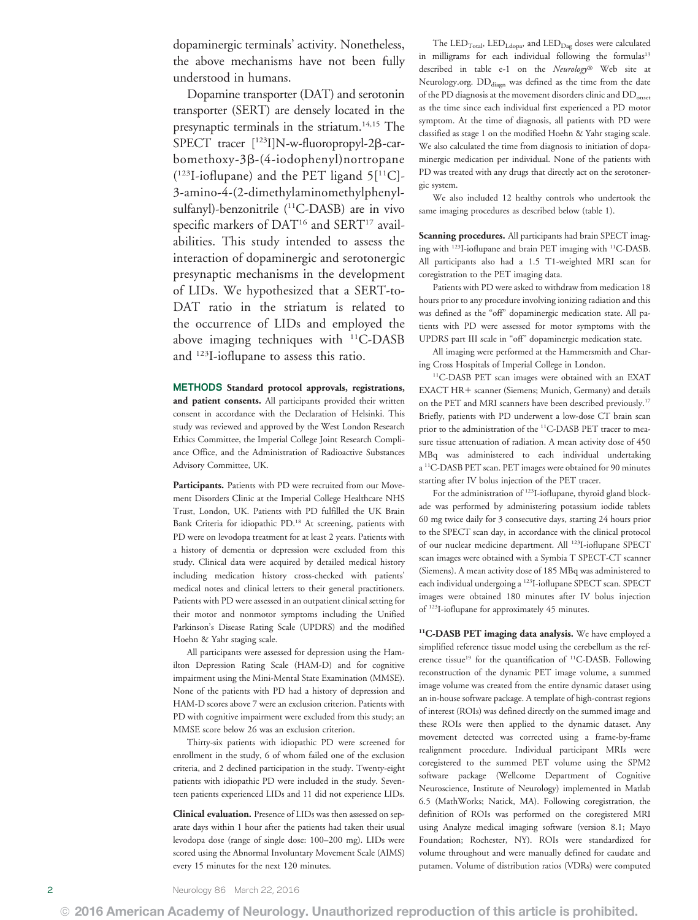dopaminergic terminals' activity. Nonetheless, the above mechanisms have not been fully understood in humans.

Dopamine transporter (DAT) and serotonin transporter (SERT) are densely located in the presynaptic terminals in the striatum.[14,15] The SPECT tracer [$^{123}$I]N-w-fluoropropyl-2β-carbomethoxy-3β-(4-iodophenyl)nortropane ($^{123}$I-ioflupane) and the PET ligand 5[$^{11}$C]-3-amino-4-(2-dimethylaminomethylphenylsulfanyl)-benzonitrile ($^{11}$C-DASB) are in vivo specific markers of DAT[16] and SERT[17] availabilities. This study intended to assess the interaction of dopaminergic and serotonergic presynaptic mechanisms in the development of LIDs. We hypothesized that a SERT-to-DAT ratio in the striatum is related to the occurrence of LIDs and employed the above imaging techniques with $^{11}$C-DASB and $^{123}$I-ioflupane to assess this ratio.

## METHODS

**Standard protocol approvals, registrations, and patient consents.** All participants provided their written consent in accordance with the Declaration of Helsinki. This study was reviewed and approved by the West London Research Ethics Committee, the Imperial College Joint Research Compliance Office, and the Administration of Radioactive Substances Advisory Committee, UK.

**Participants.** Patients with PD were recruited from our Movement Disorders Clinic at the Imperial College Healthcare NHS Trust, London, UK. Patients with PD fulfilled the UK Brain Bank Criteria for idiopathic PD.[18] At screening, patients with PD were on levodopa treatment for at least 2 years. Patients with a history of dementia or depression were excluded from this study. Clinical data were acquired by detailed medical history including medication history cross-checked with patients' medical notes and clinical letters to their general practitioners. Patients with PD were assessed in an outpatient clinical setting for their motor and nonmotor symptoms including the Unified Parkinson's Disease Rating Scale (UPDRS) and the modified Hoehn & Yahr staging scale.

All participants were assessed for depression using the Hamilton Depression Rating Scale (HAM-D) and for cognitive impairment using the Mini-Mental State Examination (MMSE). None of the patients with PD had a history of depression and HAM-D scores above 7 were an exclusion criterion. Patients with PD with cognitive impairment were excluded from this study; an MMSE score below 26 was an exclusion criterion.

Thirty-six patients with idiopathic PD were screened for enrollment in the study, 6 of whom failed one of the exclusion criteria, and 2 declined participation in the study. Twenty-eight patients with idiopathic PD were included in the study. Seventeen patients experienced LIDs and 11 did not experience LIDs.

**Clinical evaluation.** Presence of LIDs was then assessed on separate days within 1 hour after the patients had taken their usual levodopa dose (range of single dose: 100–200 mg). LIDs were scored using the Abnormal Involuntary Movement Scale (AIMS) every 15 minutes for the next 120 minutes.

The $LED_{Total}$, $LED_{Ldopa}$, and $LED_{Dag}$ doses were calculated in milligrams for each individual following the formulas[13] described in table e-1 on the *Neurology®* Web site at Neurology.org. $DD_{diagn}$ was defined as the time from the date of the PD diagnosis at the movement disorders clinic and $DD_{onset}$ as the time since each individual first experienced a PD motor symptom. At the time of diagnosis, all patients with PD were classified as stage 1 on the modified Hoehn & Yahr staging scale. We also calculated the time from diagnosis to initiation of dopaminergic medication per individual. None of the patients with PD was treated with any drugs that directly act on the serotonergic system.

We also included 12 healthy controls who undertook the same imaging procedures as described below (table 1).

**Scanning procedures.** All participants had brain SPECT imaging with $^{123}$I-ioflupane and brain PET imaging with $^{11}$C-DASB. All participants also had a 1.5 T1-weighted MRI scan for coregistration to the PET imaging data.

Patients with PD were asked to withdraw from medication 18 hours prior to any procedure involving ionizing radiation and this was defined as the "off" dopaminergic medication state. All patients with PD were assessed for motor symptoms with the UPDRS part III scale in "off" dopaminergic medication state.

All imaging were performed at the Hammersmith and Charing Cross Hospitals of Imperial College in London.

$^{11}$C-DASB PET scan images were obtained with an EXAT EXACT HR+ scanner (Siemens; Munich, Germany) and details on the PET and MRI scanners have been described previously.[17] Briefly, patients with PD underwent a low-dose CT brain scan prior to the administration of the $^{11}$C-DASB PET tracer to measure tissue attenuation of radiation. A mean activity dose of 450 MBq was administered to each individual undertaking a $^{11}$C-DASB PET scan. PET images were obtained for 90 minutes starting after IV bolus injection of the PET tracer.

For the administration of $^{123}$I-ioflupane, thyroid gland blockade was performed by administering potassium iodide tablets 60 mg twice daily for 3 consecutive days, starting 24 hours prior to the SPECT scan day, in accordance with the clinical protocol of our nuclear medicine department. All $^{123}$I-ioflupane SPECT scan images were obtained with a Symbia T SPECT-CT scanner (Siemens). A mean activity dose of 185 MBq was administered to each individual undergoing a $^{123}$I-ioflupane SPECT scan. SPECT images were obtained 180 minutes after IV bolus injection of $^{123}$I-ioflupane for approximately 45 minutes.

**$^{11}$C-DASB PET imaging data analysis.** We have employed a simplified reference tissue model using the cerebellum as the reference tissue[19] for the quantification of $^{11}$C-DASB. Following reconstruction of the dynamic PET image volume, a summed image volume was created from the entire dynamic dataset using an in-house software package. A template of high-contrast regions of interest (ROIs) was defined directly on the summed image and these ROIs were then applied to the dynamic dataset. Any movement detected was corrected using a frame-by-frame realignment procedure. Individual participant MRIs were coregistered to the summed PET volume using the SPM2 software package (Wellcome Department of Cognitive Neuroscience, Institute of Neurology) implemented in Matlab 6.5 (MathWorks; Natick, MA). Following coregistration, the definition of ROIs was performed on the coregistered MRI using Analyze medical imaging software (version 8.1; Mayo Foundation; Rochester, NY). ROIs were standardized for volume throughout and were manually defined for caudate and putamen. Volume of distribution ratios (VDRs) were computed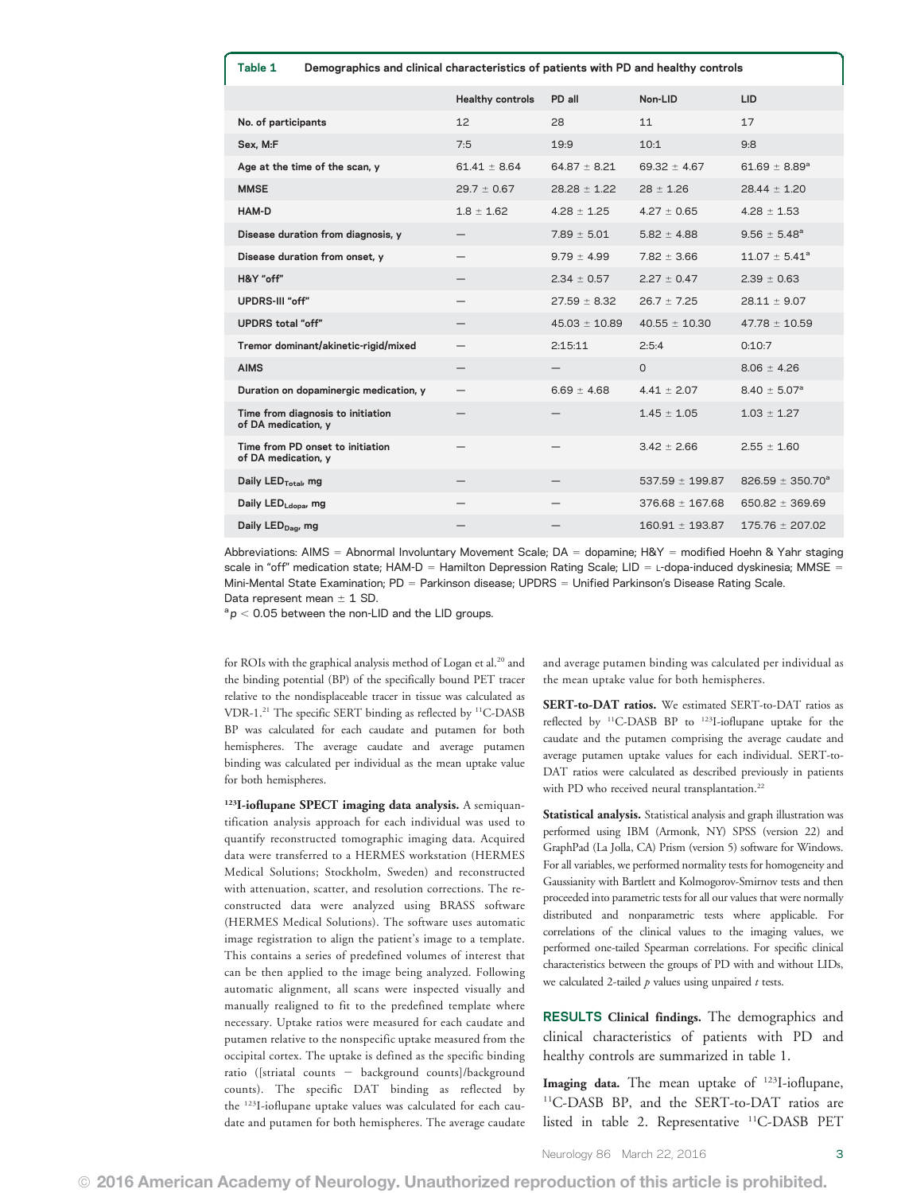**Table 1** Demographics and clinical characteristics of patients with PD and healthy controls

| | Healthy controls | PD all | Non-LID | LID |
|---|---|---|---|---|
| No. of participants | 12 | 28 | 11 | 17 |
| Sex, M:F | 7:5 | 19:9 | 10:1 | 9:8 |
| Age at the time of the scan, y | 61.41 ± 8.64 | 64.87 ± 8.21 | 69.32 ± 4.67 | 61.69 ± 8.89[a] |
| MMSE | 29.7 ± 0.67 | 28.28 ± 1.22 | 28 ± 1.26 | 28.44 ± 1.20 |
| HAM-D | 1.8 ± 1.62 | 4.28 ± 1.25 | 4.27 ± 0.65 | 4.28 ± 1.53 |
| Disease duration from diagnosis, y | — | 7.89 ± 5.01 | 5.82 ± 4.88 | 9.56 ± 5.48[a] |
| Disease duration from onset, y | — | 9.79 ± 4.99 | 7.82 ± 3.66 | 11.07 ± 5.41[a] |
| H&Y "off" | — | 2.34 ± 0.57 | 2.27 ± 0.47 | 2.39 ± 0.63 |
| UPDRS-III "off" | — | 27.59 ± 8.32 | 26.7 ± 7.25 | 28.11 ± 9.07 |
| UPDRS total "off" | — | 45.03 ± 10.89 | 40.55 ± 10.30 | 47.78 ± 10.59 |
| Tremor dominant/akinetic-rigid/mixed | — | 2:15:11 | 2:5:4 | 0:10:7 |
| AIMS | — | — | 0 | 8.06 ± 4.26 |
| Duration on dopaminergic medication, y | — | 6.69 ± 4.68 | 4.41 ± 2.07 | 8.40 ± 5.07[a] |
| Time from diagnosis to initiation of DA medication, y | — | — | 1.45 ± 1.05 | 1.03 ± 1.27 |
| Time from PD onset to initiation of DA medication, y | — | — | 3.42 ± 2.66 | 2.55 ± 1.60 |
| Daily $LED_{Total}$, mg | — | — | 537.59 ± 199.87 | 826.59 ± 350.70[a] |
| Daily $LED_{Ldopa}$, mg | — | — | 376.68 ± 167.68 | 650.82 ± 369.69 |
| Daily $LED_{Dag}$, mg | — | — | 160.91 ± 193.87 | 175.76 ± 207.02 |

Abbreviations: AIMS = Abnormal Involuntary Movement Scale; DA = dopamine; H&Y = modified Hoehn & Yahr staging scale in "off" medication state; HAM-D = Hamilton Depression Rating Scale; LID = L-dopa-induced dyskinesia; MMSE = Mini-Mental State Examination; PD = Parkinson disease; UPDRS = Unified Parkinson's Disease Rating Scale.
Data represent mean ± 1 SD.
[a] $p < 0.05$ between the non-LID and the LID groups.

for ROIs with the graphical analysis method of Logan et al.[20] and the binding potential (BP) of the specifically bound PET tracer relative to the nondisplaceable tracer in tissue was calculated as VDR-1.[21] The specific SERT binding as reflected by $^{11}$C-DASB BP was calculated for each caudate and putamen for both hemispheres. The average caudate and average putamen binding was calculated per individual as the mean uptake value for both hemispheres.

**$^{123}$I-ioflupane SPECT imaging data analysis.** A semiquantification analysis approach for each individual was used to quantify reconstructed tomographic imaging data. Acquired data were transferred to a HERMES workstation (HERMES Medical Solutions; Stockholm, Sweden) and reconstructed with attenuation, scatter, and resolution corrections. The reconstructed data were analyzed using BRASS software (HERMES Medical Solutions). The software uses automatic image registration to align the patient's image to a template. This contains a series of predefined volumes of interest that can be then applied to the image being analyzed. Following automatic alignment, all scans were inspected visually and manually realigned to fit to the predefined template where necessary. Uptake ratios were measured for each caudate and putamen relative to the nonspecific uptake measured from the occipital cortex. The uptake is defined as the specific binding ratio ([striatal counts − background counts]/background counts). The specific DAT binding as reflected by the $^{123}$I-ioflupane uptake values was calculated for each caudate and putamen for both hemispheres. The average caudate and average putamen binding was calculated per individual as the mean uptake value for both hemispheres.

**SERT-to-DAT ratios.** We estimated SERT-to-DAT ratios as reflected by $^{11}$C-DASB BP to $^{123}$I-ioflupane uptake for the caudate and the putamen comprising the average caudate and average putamen uptake values for each individual. SERT-to-DAT ratios were calculated as described previously in patients with PD who received neural transplantation.[22]

**Statistical analysis.** Statistical analysis and graph illustration was performed using IBM (Armonk, NY) SPSS (version 22) and GraphPad (La Jolla, CA) Prism (version 5) software for Windows. For all variables, we performed normality tests for homogeneity and Gaussianity with Bartlett and Kolmogorov-Smirnov tests and then proceeded into parametric tests for all our values that were normally distributed and nonparametric tests where applicable. For correlations of the clinical values to the imaging values, we performed one-tailed Spearman correlations. For specific clinical characteristics between the groups of PD with and without LIDs, we calculated 2-tailed $p$ values using unpaired $t$ tests.

**RESULTS Clinical findings.** The demographics and clinical characteristics of patients with PD and healthy controls are summarized in table 1.

**Imaging data.** The mean uptake of $^{123}$I-ioflupane, $^{11}$C-DASB BP, and the SERT-to-DAT ratios are listed in table 2. Representative $^{11}$C-DASB PET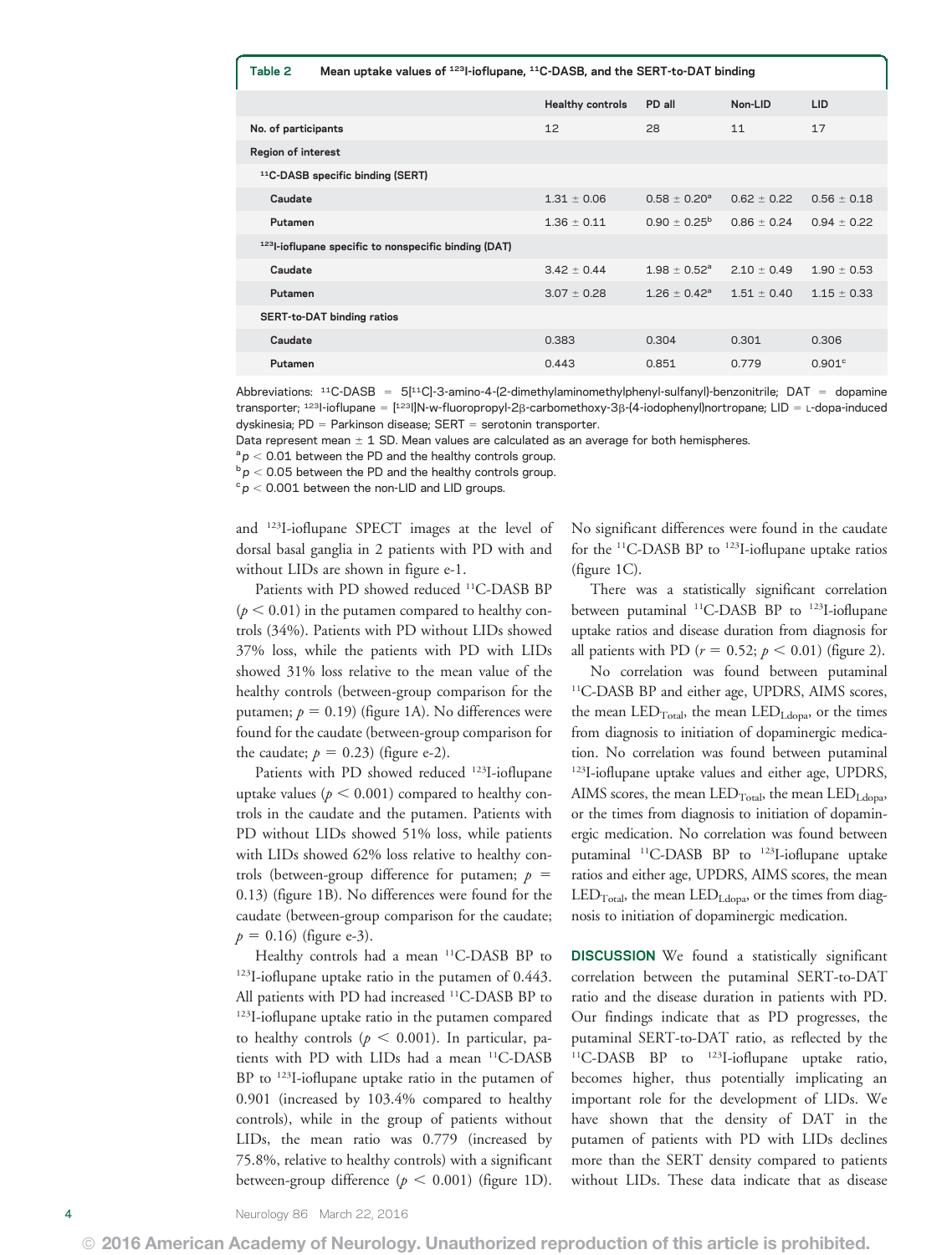**Table 2** Mean uptake values of $^{123}$I-ioflupane, $^{11}$C-DASB, and the SERT-to-DAT binding

| | Healthy controls | PD all | Non-LID | LID |
|---|---|---|---|---|
| No. of participants | 12 | 28 | 11 | 17 |
| Region of interest | | | | |
| $^{11}$C-DASB specific binding (SERT) | | | | |
| Caudate | 1.31 ± 0.06 | 0.58 ± 0.20[a] | 0.62 ± 0.22 | 0.56 ± 0.18 |
| Putamen | 1.36 ± 0.11 | 0.90 ± 0.25[b] | 0.86 ± 0.24 | 0.94 ± 0.22 |
| $^{123}$I-ioflupane specific to nonspecific binding (DAT) | | | | |
| Caudate | 3.42 ± 0.44 | 1.98 ± 0.52[a] | 2.10 ± 0.49 | 1.90 ± 0.53 |
| Putamen | 3.07 ± 0.28 | 1.26 ± 0.42[a] | 1.51 ± 0.40 | 1.15 ± 0.33 |
| SERT-to-DAT binding ratios | | | | |
| Caudate | 0.383 | 0.304 | 0.301 | 0.306 |
| Putamen | 0.443 | 0.851 | 0.779 | 0.901[c] |

Abbreviations: $^{11}$C-DASB = 5[$^{11}$C]-3-amino-4-(2-dimethylaminomethylphenyl-sulfanyl)-benzonitrile; DAT = dopamine transporter; $^{123}$I-ioflupane = [$^{123}$I]N-ω-fluoropropyl-2β-carbomethoxy-3β-(4-iodophenyl)nortropane; LID = L-dopa-induced dyskinesia; PD = Parkinson disease; SERT = serotonin transporter.

Data represent mean ± 1 SD. Mean values are calculated as an average for both hemispheres.

[a] $p < 0.01$ between the PD and the healthy controls group.

[b] $p < 0.05$ between the PD and the healthy controls group.

[c] $p < 0.001$ between the non-LID and LID groups.

and $^{123}$I-ioflupane SPECT images at the level of dorsal basal ganglia in 2 patients with PD with and without LIDs are shown in figure e-1.

Patients with PD showed reduced $^{11}$C-DASB BP ($p < 0.01$) in the putamen compared to healthy controls (34%). Patients with PD without LIDs showed 37% loss, while the patients with PD with LIDs showed 31% loss relative to the mean value of the healthy controls (between-group comparison for the putamen; $p = 0.19$) (figure 1A). No differences were found for the caudate (between-group comparison for the caudate; $p = 0.23$) (figure e-2).

Patients with PD showed reduced $^{123}$I-ioflupane uptake values ($p < 0.001$) compared to healthy controls in the caudate and the putamen. Patients with PD without LIDs showed 51% loss, while patients with LIDs showed 62% loss relative to healthy controls (between-group difference for putamen; $p = 0.13$) (figure 1B). No differences were found for the caudate (between-group comparison for the caudate; $p = 0.16$) (figure e-3).

Healthy controls had a mean $^{11}$C-DASB BP to $^{123}$I-ioflupane uptake ratio in the putamen of 0.443. All patients with PD had increased $^{11}$C-DASB BP to $^{123}$I-ioflupane uptake ratio in the putamen compared to healthy controls ($p < 0.001$). In particular, patients with PD with LIDs had a mean $^{11}$C-DASB BP to $^{123}$I-ioflupane uptake ratio in the putamen of 0.901 (increased by 103.4% compared to healthy controls), while in the group of patients without LIDs, the mean ratio was 0.779 (increased by 75.8%, relative to healthy controls) with a significant between-group difference ($p < 0.001$) (figure 1D). No significant differences were found in the caudate for the $^{11}$C-DASB BP to $^{123}$I-ioflupane uptake ratios (figure 1C).

There was a statistically significant correlation between putaminal $^{11}$C-DASB BP to $^{123}$I-ioflupane uptake ratios and disease duration from diagnosis for all patients with PD ($r = 0.52$; $p < 0.01$) (figure 2).

No correlation was found between putaminal $^{11}$C-DASB BP and either age, UPDRS, AIMS scores, the mean $LED_{Total}$, the mean $LED_{Ldopa}$, or the times from diagnosis to initiation of dopaminergic medication. No correlation was found between putaminal $^{123}$I-ioflupane uptake values and either age, UPDRS, AIMS scores, the mean $LED_{Total}$, the mean $LED_{Ldopa}$, or the times from diagnosis to initiation of dopaminergic medication. No correlation was found between putaminal $^{11}$C-DASB BP to $^{123}$I-ioflupane uptake ratios and either age, UPDRS, AIMS scores, the mean $LED_{Total}$, the mean $LED_{Ldopa}$, or the times from diagnosis to initiation of dopaminergic medication.

**DISCUSSION** We found a statistically significant correlation between the putaminal SERT-to-DAT ratio and the disease duration in patients with PD. Our findings indicate that as PD progresses, the putaminal SERT-to-DAT ratio, as reflected by the $^{11}$C-DASB BP to $^{123}$I-ioflupane uptake ratio, becomes higher, thus potentially implicating an important role for the development of LIDs. We have shown that the density of DAT in the putamen of patients with PD with LIDs declines more than the SERT density compared to patients without LIDs. These data indicate that as disease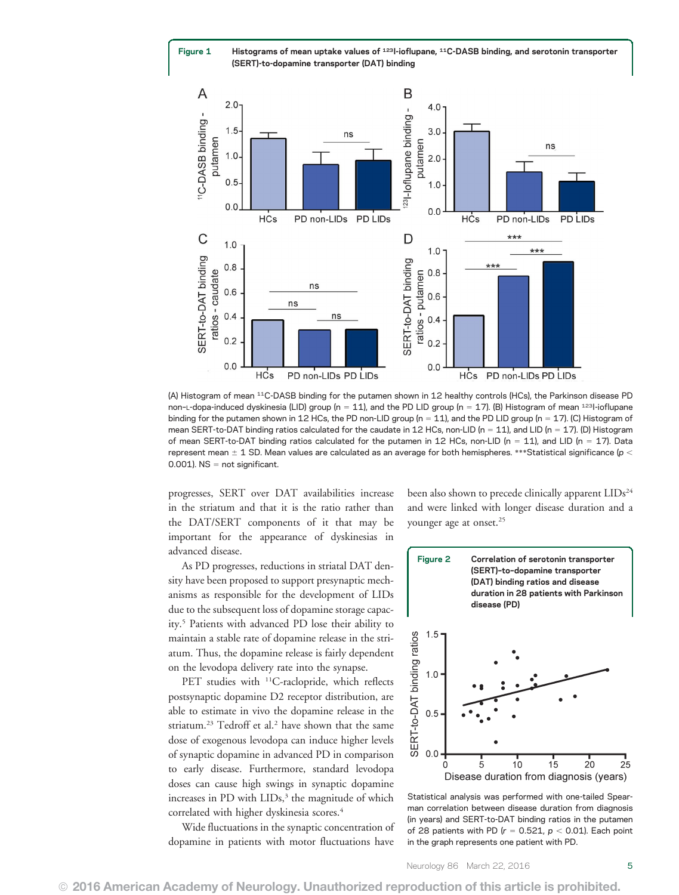**Figure 1** Histograms of mean uptake values of $^{123}$I-ioflupane, $^{11}$C-DASB binding, and serotonin transporter (SERT)-to-dopamine transporter (DAT) binding

(A) Histogram of mean $^{11}$C-DASB binding for the putamen shown in 12 healthy controls (HCs), the Parkinson disease PD non–L-dopa-induced dyskinesia (LID) group (n = 11), and the PD LID group (n = 17). (B) Histogram of mean $^{123}$I-ioflupane binding for the putamen shown in 12 HCs, the PD non-LID group (n = 11), and the PD LID group (n = 17). (C) Histogram of mean SERT-to-DAT binding ratios calculated for the caudate in 12 HCs, non-LID (n = 11), and LID (n = 17). (D) Histogram of mean SERT-to-DAT binding ratios calculated for the putamen in 12 HCs, non-LID (n = 11), and LID (n = 17). Data represent mean ± 1 SD. Mean values are calculated as an average for both hemispheres. ***Statistical significance ($p < 0.001$). NS = not significant.

progresses, SERT over DAT availabilities increase in the striatum and that it is the ratio rather than the DAT/SERT components of it that may be important for the appearance of dyskinesias in advanced disease.

As PD progresses, reductions in striatal DAT density have been proposed to support presynaptic mechanisms as responsible for the development of LIDs due to the subsequent loss of dopamine storage capacity.[5] Patients with advanced PD lose their ability to maintain a stable rate of dopamine release in the striatum. Thus, the dopamine release is fairly dependent on the levodopa delivery rate into the synapse.

PET studies with $^{11}$C-raclopride, which reflects postsynaptic dopamine D2 receptor distribution, are able to estimate in vivo the dopamine release in the striatum.[23] Tedroff et al.[2] have shown that the same dose of exogenous levodopa can induce higher levels of synaptic dopamine in advanced PD in comparison to early disease. Furthermore, standard levodopa doses can cause high swings in synaptic dopamine increases in PD with LIDs,[3] the magnitude of which correlated with higher dyskinesia scores.[4]

Wide fluctuations in the synaptic concentration of dopamine in patients with motor fluctuations have been also shown to precede clinically apparent LIDs[24] and were linked with longer disease duration and a younger age at onset.[25]

**Figure 2** Correlation of serotonin transporter (SERT)–to–dopamine transporter (DAT) binding ratios and disease duration in 28 patients with Parkinson disease (PD)

Statistical analysis was performed with one-tailed Spearman correlation between disease duration from diagnosis (in years) and SERT-to-DAT binding ratios in the putamen of 28 patients with PD ($r = 0.521$, $p < 0.01$). Each point in the graph represents one patient with PD.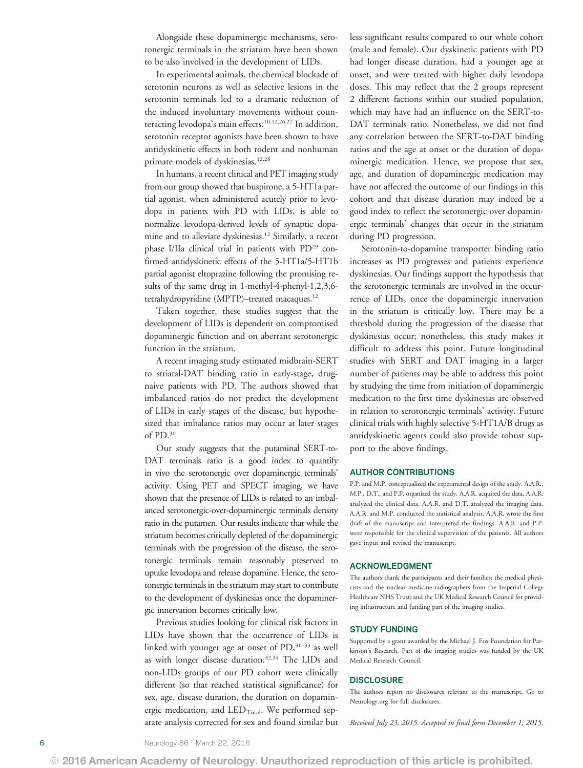Alongside these dopaminergic mechanisms, serotonergic terminals in the striatum have been shown to be also involved in the development of LIDs.

In experimental animals, the chemical blockade of serotonin neurons as well as selective lesions in the serotonin terminals led to a dramatic reduction of the induced involuntary movements without counteracting levodopa's main effects.[10,12,26,27] In addition, serotonin receptor agonists have been shown to have antidyskinetic effects in both rodent and nonhuman primate models of dyskinesias.[12,28]

In humans, a recent clinical and PET imaging study from our group showed that buspirone, a 5-HT1a partial agonist, when administered acutely prior to levodopa in patients with PD with LIDs, is able to normalize levodopa-derived levels of synaptic dopamine and to alleviate dyskinesias.[12] Similarly, a recent phase I/IIa clinical trial in patients with PD[29] confirmed antidyskinetic effects of the 5-HT1a/5-HT1b partial agonist eltoprazine following the promising results of the same drug in 1-methyl-4-phenyl-1,2,3,6-tetrahydropyridine (MPTP)–treated macaques.[12]

Taken together, these studies suggest that the development of LIDs is dependent on compromised dopaminergic function and on aberrant serotonergic function in the striatum.

A recent imaging study estimated midbrain-SERT to striatal-DAT binding ratio in early-stage, drug-naive patients with PD. The authors showed that imbalanced ratios do not predict the development of LIDs in early stages of the disease, but hypothesized that imbalance ratios may occur at later stages of PD.[30]

Our study suggests that the putaminal SERT-to-DAT terminals ratio is a good index to quantify in vivo the serotonergic over dopaminergic terminals' activity. Using PET and SPECT imaging, we have shown that the presence of LIDs is related to an imbalanced serotonergic-over-dopaminergic terminals density ratio in the putamen. Our results indicate that while the striatum becomes critically depleted of the dopaminergic terminals with the progression of the disease, the serotonergic terminals remain reasonably preserved to uptake levodopa and release dopamine. Hence, the serotonergic terminals in the striatum may start to contribute to the development of dyskinesias once the dopaminergic innervation becomes critically low.

Previous studies looking for clinical risk factors in LIDs have shown that the occurrence of LIDs is linked with younger age at onset of PD,[31–33] as well as with longer disease duration.[32,34] The LIDs and non-LIDs groups of our PD cohort were clinically different (so that reached statistical significance) for sex, age, disease duration, the duration on dopaminergic medication, and $LED_{Total}$. We performed separate analysis corrected for sex and found similar but less significant results compared to our whole cohort (male and female). Our dyskinetic patients with PD had longer disease duration, had a younger age at onset, and were treated with higher daily levodopa doses. This may reflect that the 2 groups represent 2 different factions within our studied population, which may have had an influence on the SERT-to-DAT terminals ratio. Nonetheless, we did not find any correlation between the SERT-to-DAT binding ratios and the age at onset or the duration of dopaminergic medication. Hence, we propose that sex, age, and duration of dopaminergic medication may have not affected the outcome of our findings in this cohort and that disease duration may indeed be a good index to reflect the serotonergic over dopaminergic terminals' changes that occur in the striatum during PD progression.

Serotonin-to-dopamine transporter binding ratio increases as PD progresses and patients experience dyskinesias. Our findings support the hypothesis that the serotonergic terminals are involved in the occurrence of LIDs, once the dopaminergic innervation in the striatum is critically low. There may be a threshold during the progression of the disease that dyskinesias occur; nonetheless, this study makes it difficult to address this point. Future longitudinal studies with SERT and DAT imaging in a larger number of patients may be able to address this point by studying the time from initiation of dopaminergic medication to the first time dyskinesias are observed in relation to serotonergic terminals' activity. Future clinical trials with highly selective 5-HT1A/B drugs as antidyskinetic agents could also provide robust support to the above findings.

## AUTHOR CONTRIBUTIONS

P.P. and M.P. conceptualized the experimental design of the study. A.A.R., M.P., D.T., and P.P. organized the study. A.A.R. acquired the data. A.A.R. analyzed the clinical data. A.A.R. and D.T. analyzed the imaging data. A.A.R. and M.P. conducted the statistical analysis. A.A.R. wrote the first draft of the manuscript and interpreted the findings. A.A.R. and P.P. were responsible for the clinical supervision of the patients. All authors gave input and revised the manuscript.

## ACKNOWLEDGMENT

The authors thank the participants and their families; the medical physicists and the nuclear medicine radiographers from the Imperial College Healthcare NHS Trust; and the UK Medical Research Council for providing infrastructure and funding part of the imaging studies.

## STUDY FUNDING

Supported by a grant awarded by the Michael J. Fox Foundation for Parkinson's Research. Part of the imaging studies was funded by the UK Medical Research Council.

## DISCLOSURE

The authors report no disclosures relevant to the manuscript. Go to Neurology.org for full disclosures.

*Received July 23, 2015. Accepted in final form December 1, 2015.*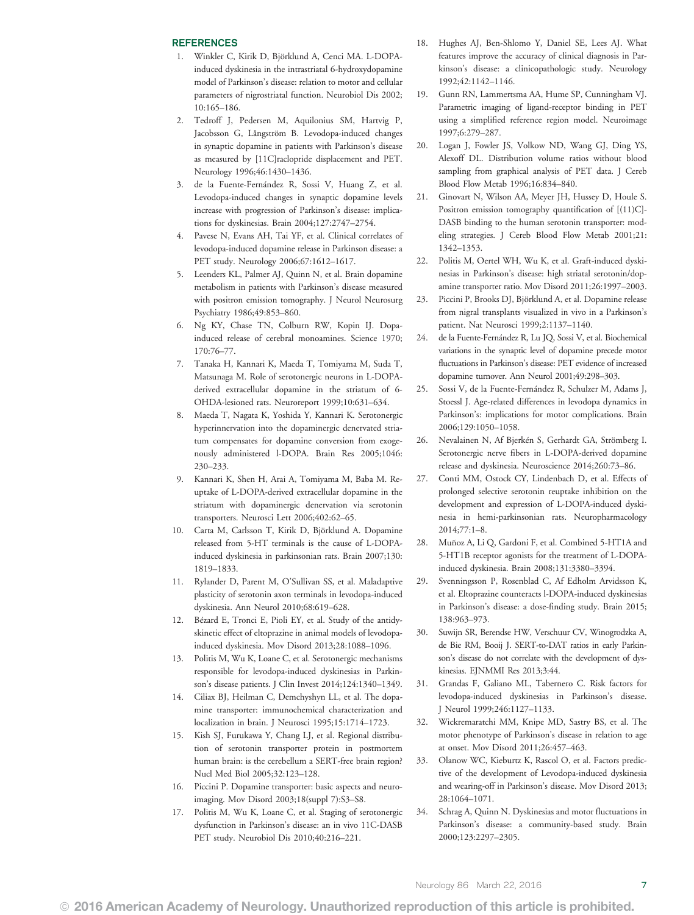## REFERENCES

1. Winkler C, Kirik D, Björklund A, Cenci MA. L-DOPA-induced dyskinesia in the intrastriatal 6-hydroxydopamine model of Parkinson's disease: relation to motor and cellular parameters of nigrostriatal function. Neurobiol Dis 2002; 10:165–186.
2. Tedroff J, Pedersen M, Aquilonius SM, Hartvig P, Jacobsson G, Långström B. Levodopa-induced changes in synaptic dopamine in patients with Parkinson's disease as measured by [11C]raclopride displacement and PET. Neurology 1996;46:1430–1436.
3. de la Fuente-Fernández R, Sossi V, Huang Z, et al. Levodopa-induced changes in synaptic dopamine levels increase with progression of Parkinson's disease: implications for dyskinesias. Brain 2004;127:2747–2754.
4. Pavese N, Evans AH, Tai YF, et al. Clinical correlates of levodopa-induced dopamine release in Parkinson disease: a PET study. Neurology 2006;67:1612–1617.
5. Leenders KL, Palmer AJ, Quinn N, et al. Brain dopamine metabolism in patients with Parkinson's disease measured with positron emission tomography. J Neurol Neurosurg Psychiatry 1986;49:853–860.
6. Ng KY, Chase TN, Colburn RW, Kopin IJ. Dopa-induced release of cerebral monoamines. Science 1970; 170:76–77.
7. Tanaka H, Kannari K, Maeda T, Tomiyama M, Suda T, Matsunaga M. Role of serotonergic neurons in L-DOPA-derived extracellular dopamine in the striatum of 6-OHDA-lesioned rats. Neuroreport 1999;10:631–634.
8. Maeda T, Nagata K, Yoshida Y, Kannari K. Serotonergic hyperinnervation into the dopaminergic denervated striatum compensates for dopamine conversion from exogenously administered l-DOPA. Brain Res 2005;1046: 230–233.
9. Kannari K, Shen H, Arai A, Tomiyama M, Baba M. Reuptake of L-DOPA-derived extracellular dopamine in the striatum with dopaminergic denervation via serotonin transporters. Neurosci Lett 2006;402:62–65.
10. Carta M, Carlsson T, Kirik D, Björklund A. Dopamine released from 5-HT terminals is the cause of L-DOPA-induced dyskinesia in parkinsonian rats. Brain 2007;130: 1819–1833.
11. Rylander D, Parent M, O'Sullivan SS, et al. Maladaptive plasticity of serotonin axon terminals in levodopa-induced dyskinesia. Ann Neurol 2010;68:619–628.
12. Bézard E, Tronci E, Pioli EY, et al. Study of the antidyskinetic effect of eltoprazine in animal models of levodopa-induced dyskinesia. Mov Disord 2013;28:1088–1096.
13. Politis M, Wu K, Loane C, et al. Serotonergic mechanisms responsible for levodopa-induced dyskinesias in Parkinson's disease patients. J Clin Invest 2014;124:1340–1349.
14. Ciliax BJ, Heilman C, Demchyshyn LL, et al. The dopamine transporter: immunochemical characterization and localization in brain. J Neurosci 1995;15:1714–1723.
15. Kish SJ, Furukawa Y, Chang LJ, et al. Regional distribution of serotonin transporter protein in postmortem human brain: is the cerebellum a SERT-free brain region? Nucl Med Biol 2005;32:123–128.
16. Piccini P. Dopamine transporter: basic aspects and neuroimaging. Mov Disord 2003;18(suppl 7):S3–S8.
17. Politis M, Wu K, Loane C, et al. Staging of serotonergic dysfunction in Parkinson's disease: an in vivo 11C-DASB PET study. Neurobiol Dis 2010;40:216–221.
18. Hughes AJ, Ben-Shlomo Y, Daniel SE, Lees AJ. What features improve the accuracy of clinical diagnosis in Parkinson's disease: a clinicopathologic study. Neurology 1992;42:1142–1146.
19. Gunn RN, Lammertsma AA, Hume SP, Cunningham VJ. Parametric imaging of ligand-receptor binding in PET using a simplified reference region model. Neuroimage 1997;6:279–287.
20. Logan J, Fowler JS, Volkow ND, Wang GJ, Ding YS, Alexoff DL. Distribution volume ratios without blood sampling from graphical analysis of PET data. J Cereb Blood Flow Metab 1996;16:834–840.
21. Ginovart N, Wilson AA, Meyer JH, Hussey D, Houle S. Positron emission tomography quantification of [(11)C]-DASB binding to the human serotonin transporter: modeling strategies. J Cereb Blood Flow Metab 2001;21: 1342–1353.
22. Politis M, Oertel WH, Wu K, et al. Graft-induced dyskinesias in Parkinson's disease: high striatal serotonin/dopamine transporter ratio. Mov Disord 2011;26:1997–2003.
23. Piccini P, Brooks DJ, Björklund A, et al. Dopamine release from nigral transplants visualized in vivo in a Parkinson's patient. Nat Neurosci 1999;2:1137–1140.
24. de la Fuente-Fernández R, Lu JQ, Sossi V, et al. Biochemical variations in the synaptic level of dopamine precede motor fluctuations in Parkinson's disease: PET evidence of increased dopamine turnover. Ann Neurol 2001;49:298–303.
25. Sossi V, de la Fuente-Fernández R, Schulzer M, Adams J, Stoessl J. Age-related differences in levodopa dynamics in Parkinson's: implications for motor complications. Brain 2006;129:1050–1058.
26. Nevalainen N, Af Bjerkén S, Gerhardt GA, Strömberg I. Serotonergic nerve fibers in L-DOPA-derived dopamine release and dyskinesia. Neuroscience 2014;260:73–86.
27. Conti MM, Ostock CY, Lindenbach D, et al. Effects of prolonged selective serotonin reuptake inhibition on the development and expression of L-DOPA-induced dyskinesia in hemi-parkinsonian rats. Neuropharmacology 2014;77:1–8.
28. Muñoz A, Li Q, Gardoni F, et al. Combined 5-HT1A and 5-HT1B receptor agonists for the treatment of L-DOPA-induced dyskinesia. Brain 2008;131:3380–3394.
29. Svenningsson P, Rosenblad C, Af Edholm Arvidsson K, et al. Eltoprazine counteracts l-DOPA-induced dyskinesias in Parkinson's disease: a dose-finding study. Brain 2015; 138:963–973.
30. Suwijn SR, Berendse HW, Verschuur CV, Winogrodzka A, de Bie RM, Booij J. SERT-to-DAT ratios in early Parkinson's disease do not correlate with the development of dyskinesias. EJNMMI Res 2013;3:44.
31. Grandas F, Galiano ML, Tabernero C. Risk factors for levodopa-induced dyskinesias in Parkinson's disease. J Neurol 1999;246:1127–1133.
32. Wickremaratchi MM, Knipe MD, Sastry BS, et al. The motor phenotype of Parkinson's disease in relation to age at onset. Mov Disord 2011;26:457–463.
33. Olanow WC, Kieburtz K, Rascol O, et al. Factors predictive of the development of Levodopa-induced dyskinesia and wearing-off in Parkinson's disease. Mov Disord 2013; 28:1064–1071.
34. Schrag A, Quinn N. Dyskinesias and motor fluctuations in Parkinson's disease: a community-based study. Brain 2000;123:2297–2305.